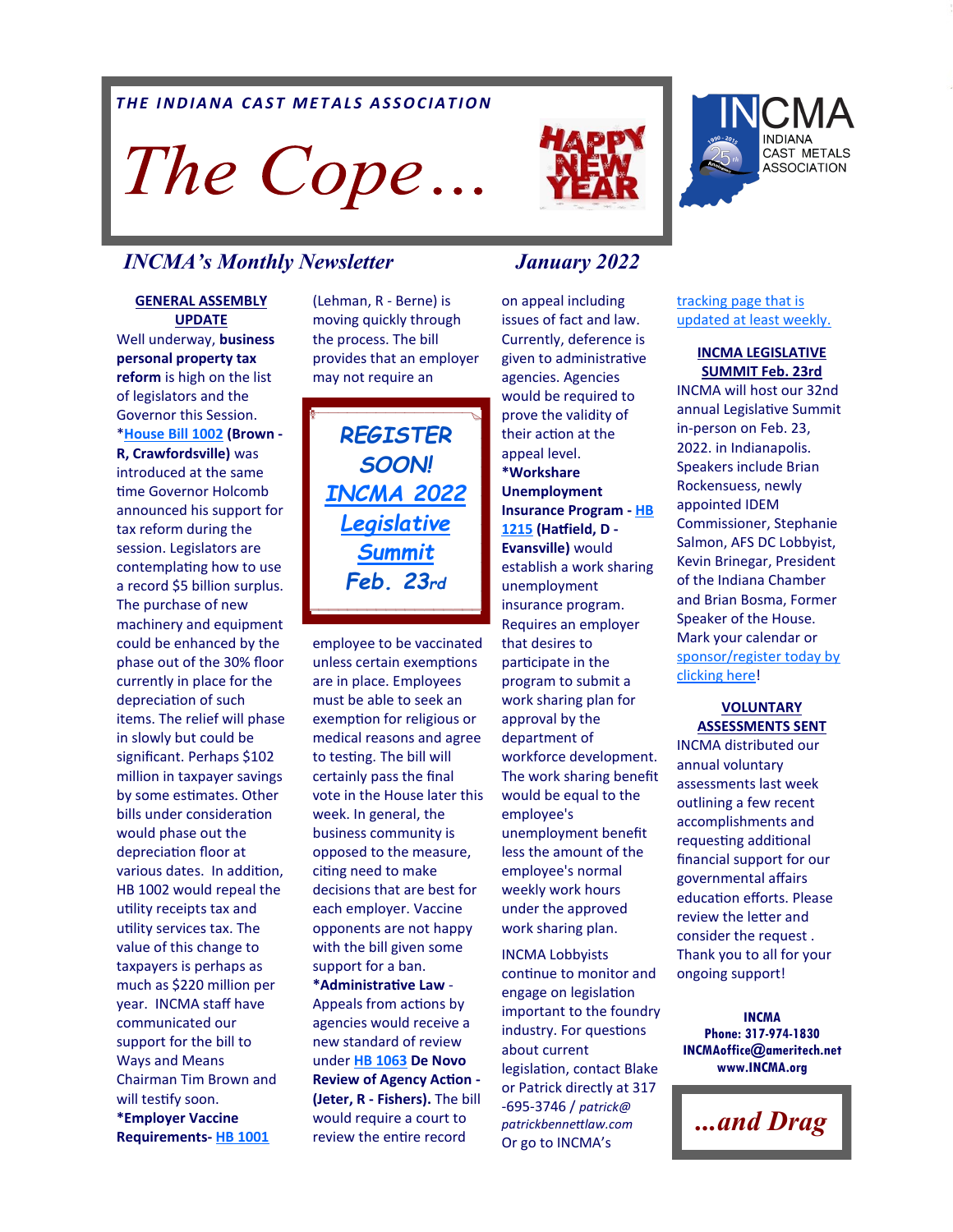*THE INDIANA CAST METALS ASSOCIATION*

# The Cope...

HAPPY NEW YEAR

INCMA INDIANA CAST METALS ASSOCIATION

*INCMA's Monthly Newsletter* *January 2022*

## GENERAL ASSEMBLY UPDATE

Well underway, **business personal property tax reform** is high on the list of legislators and the Governor this Session. *House Bill 1002 **(Brown - R, Crawfordsville)** was introduced at the same time Governor Holcomb announced his support for tax reform during the session. Legislators are contemplating how to use a record $5 billion surplus. The purchase of new machinery and equipment could be enhanced by the phase out of the 30% floor currently in place for the depreciation of such items. The relief will phase in slowly but could be significant. Perhaps $102 million in taxpayer savings by some estimates. Other bills under consideration would phase out the depreciation floor at various dates. In addition, HB 1002 would repeal the utility receipts tax and utility services tax. The value of this change to taxpayers is perhaps as much as $220 million per year. INCMA staff have communicated our support for the bill to Ways and Means Chairman Tim Brown and will testify soon.

***Employer Vaccine Requirements-** HB 1001 (Lehman, R - Berne) is moving quickly through the process. The bill provides that an employer may not require an employee to be vaccinated unless certain exemptions are in place. Employees must be able to seek an exemption for religious or medical reasons and agree to testing. The bill will certainly pass the final vote in the House later this week. In general, the business community is opposed to the measure, citing need to make decisions that are best for each employer. Vaccine opponents are not happy with the bill given some support for a ban.

**REGISTER SOON! INCMA 2022 Legislative Summit Feb. 23rd**

***Administrative Law** - Appeals from actions by agencies would receive a new standard of review under HB 1063 **De Novo Review of Agency Action - (Jeter, R - Fishers).** The bill would require a court to review the entire record on appeal including issues of fact and law. Currently, deference is given to administrative agencies. Agencies would be required to prove the validity of their action at the appeal level.

***Workshare Unemployment Insurance Program - HB 1215 (Hatfield, D - Evansville)** would establish a work sharing unemployment insurance program. Requires an employer that desires to participate in the program to submit a work sharing plan for approval by the department of workforce development. The work sharing benefit would be equal to the employee's unemployment benefit less the amount of the employee's normal weekly work hours under the approved work sharing plan.

INCMA Lobbyists continue to monitor and engage on legislation important to the foundry industry. For questions about current legislation, contact Blake or Patrick directly at 317-695-3746 / *patrick@patrickbennettlaw.com* Or go to INCMA's tracking page that is updated at least weekly.

## INCMA LEGISLATIVE SUMMIT Feb. 23rd

INCMA will host our 32nd annual Legislative Summit in-person on Feb. 23, 2022. in Indianapolis. Speakers include Brian Rockensuess, newly appointed IDEM Commissioner, Stephanie Salmon, AFS DC Lobbyist, Kevin Brinegar, President of the Indiana Chamber and Brian Bosma, Former Speaker of the House. Mark your calendar or sponsor/register today by clicking here!

## VOLUNTARY ASSESSMENTS SENT

INCMA distributed our annual voluntary assessments last week outlining a few recent accomplishments and requesting additional financial support for our governmental affairs education efforts. Please review the letter and consider the request . Thank you to all for your ongoing support!

**INCMA**
**Phone: 317-974-1830**
**INCMAoffice@ameritech.net**
**www.INCMA.org**

***...and Drag***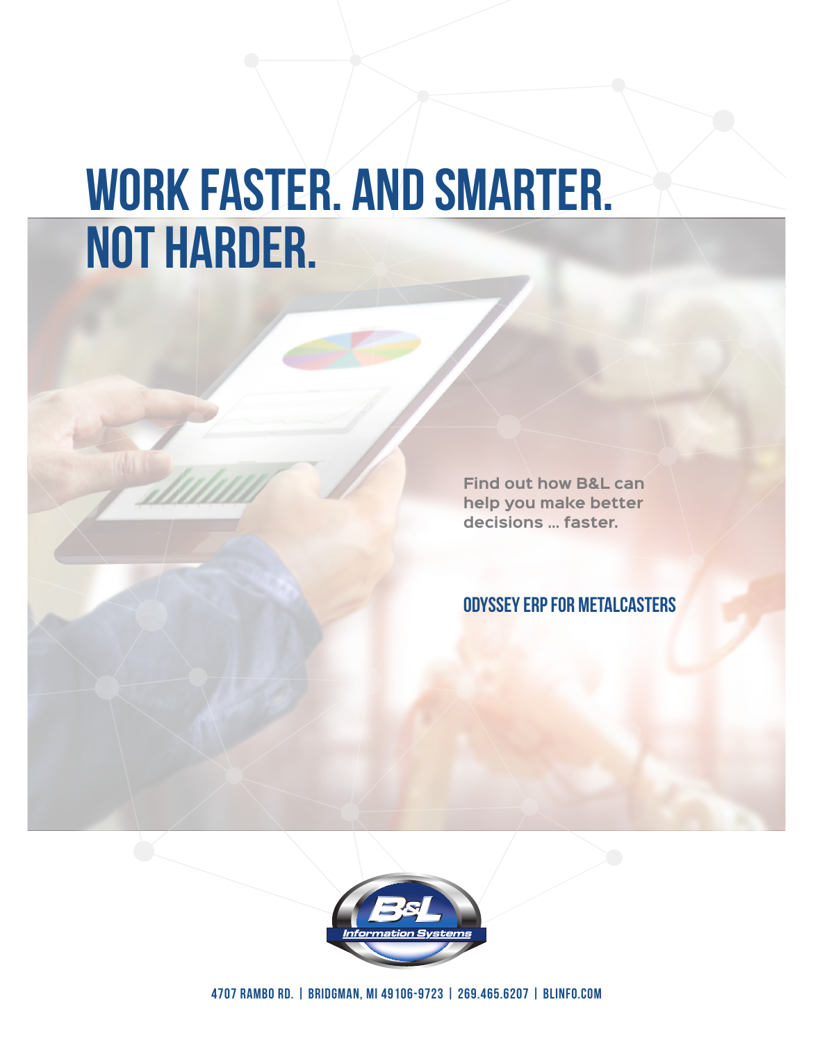# WORK FASTER. AND SMARTER. NOT HARDER.

**Find out how B&L can help you make better decisions ... faster.**

## ODYSSEY ERP FOR METALCASTERS

B&L Information Systems

4707 RAMBO RD. | BRIDGMAN, MI 49106-9723 | 269.465.6207 | BLINFO.COM